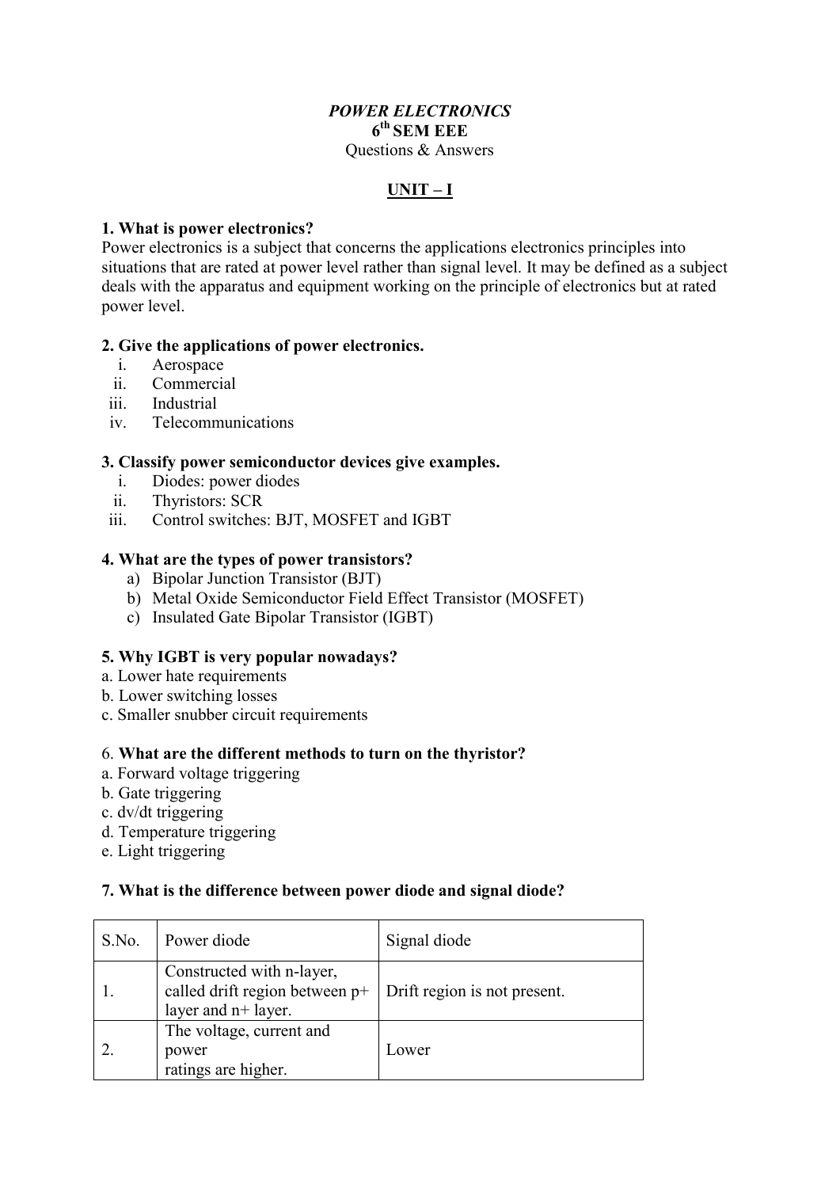# *POWER ELECTRONICS*

## 6th SEM EEE

Questions & Answers

## UNIT – I

**1. What is power electronics?**

Power electronics is a subject that concerns the applications electronics principles into situations that are rated at power level rather than signal level. It may be defined as a subject deals with the apparatus and equipment working on the principle of electronics but at rated power level.

**2. Give the applications of power electronics.**

1. Aerospace
2. Commercial
3. Industrial
4. Telecommunications

**3. Classify power semiconductor devices give examples.**

1. Diodes: power diodes
2. Thyristors: SCR
3. Control switches: BJT, MOSFET and IGBT

**4. What are the types of power transistors?**

a) Bipolar Junction Transistor (BJT)
b) Metal Oxide Semiconductor Field Effect Transistor (MOSFET)
c) Insulated Gate Bipolar Transistor (IGBT)

**5. Why IGBT is very popular nowadays?**

a. Lower hate requirements
b. Lower switching losses
c. Smaller snubber circuit requirements

6. **What are the different methods to turn on the thyristor?**

a. Forward voltage triggering
b. Gate triggering
c. dv/dt triggering
d. Temperature triggering
e. Light triggering

**7. What is the difference between power diode and signal diode?**

| S.No. | Power diode | Signal diode |
|---|---|---|
| 1. | Constructed with n-layer, called drift region between p+ layer and n+ layer. | Drift region is not present. |
| 2. | The voltage, current and power ratings are higher. | Lower |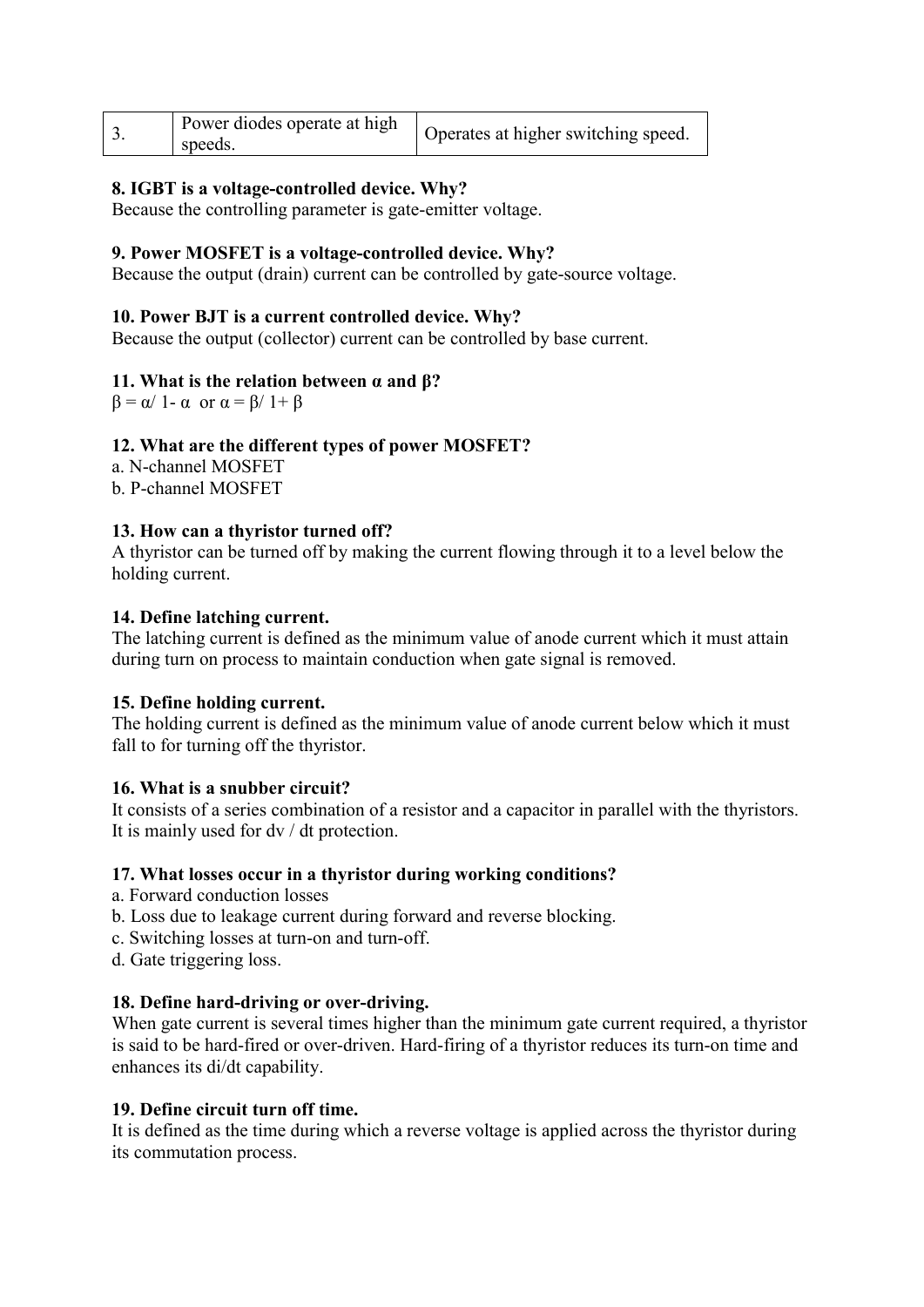| 3. | Power diodes operate at high speeds. | Operates at higher switching speed. |
|---|---|---|

**8. IGBT is a voltage-controlled device. Why?**
Because the controlling parameter is gate-emitter voltage.

**9. Power MOSFET is a voltage-controlled device. Why?**
Because the output (drain) current can be controlled by gate-source voltage.

**10. Power BJT is a current controlled device. Why?**
Because the output (collector) current can be controlled by base current.

**11. What is the relation between α and β?**
$\beta = \alpha / 1 - \alpha$ or $\alpha = \beta / 1 + \beta$

**12. What are the different types of power MOSFET?**
a. N-channel MOSFET
b. P-channel MOSFET

**13. How can a thyristor turned off?**
A thyristor can be turned off by making the current flowing through it to a level below the holding current.

**14. Define latching current.**
The latching current is defined as the minimum value of anode current which it must attain during turn on process to maintain conduction when gate signal is removed.

**15. Define holding current.**
The holding current is defined as the minimum value of anode current below which it must fall to for turning off the thyristor.

**16. What is a snubber circuit?**
It consists of a series combination of a resistor and a capacitor in parallel with the thyristors. It is mainly used for dv / dt protection.

**17. What losses occur in a thyristor during working conditions?**
a. Forward conduction losses
b. Loss due to leakage current during forward and reverse blocking.
c. Switching losses at turn-on and turn-off.
d. Gate triggering loss.

**18. Define hard-driving or over-driving.**
When gate current is several times higher than the minimum gate current required, a thyristor is said to be hard-fired or over-driven. Hard-firing of a thyristor reduces its turn-on time and enhances its di/dt capability.

**19. Define circuit turn off time.**
It is defined as the time during which a reverse voltage is applied across the thyristor during its commutation process.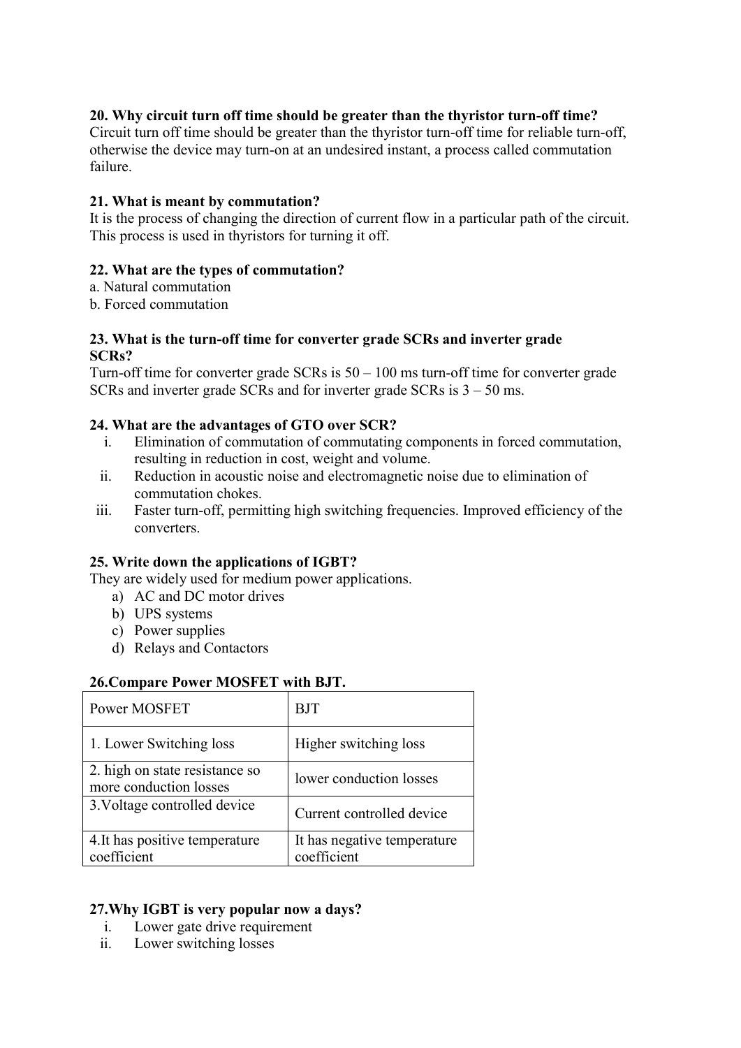**20. Why circuit turn off time should be greater than the thyristor turn-off time?**
Circuit turn off time should be greater than the thyristor turn-off time for reliable turn-off, otherwise the device may turn-on at an undesired instant, a process called commutation failure.

**21. What is meant by commutation?**
It is the process of changing the direction of current flow in a particular path of the circuit. This process is used in thyristors for turning it off.

**22. What are the types of commutation?**
a. Natural commutation
b. Forced commutation

**23. What is the turn-off time for converter grade SCRs and inverter grade SCRs?**
Turn-off time for converter grade SCRs is 50 – 100 ms turn-off time for converter grade SCRs and inverter grade SCRs and for inverter grade SCRs is 3 – 50 ms.

**24. What are the advantages of GTO over SCR?**

i. Elimination of commutation of commutating components in forced commutation, resulting in reduction in cost, weight and volume.
ii. Reduction in acoustic noise and electromagnetic noise due to elimination of commutation chokes.
iii. Faster turn-off, permitting high switching frequencies. Improved efficiency of the converters.

**25. Write down the applications of IGBT?**
They are widely used for medium power applications.

a) AC and DC motor drives
b) UPS systems
c) Power supplies
d) Relays and Contactors

**26.Compare Power MOSFET with BJT.**

| Power MOSFET | BJT |
|---|---|
| 1. Lower Switching loss | Higher switching loss |
| 2. high on state resistance so more conduction losses | lower conduction losses |
| 3.Voltage controlled device | Current controlled device |
| 4.It has positive temperature coefficient | It has negative temperature coefficient |

**27.Why IGBT is very popular now a days?**

i. Lower gate drive requirement
ii. Lower switching losses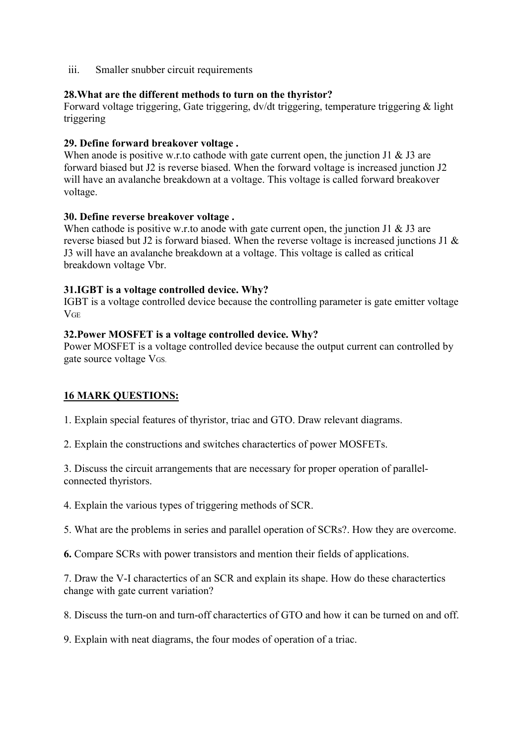iii. Smaller snubber circuit requirements

**28.What are the different methods to turn on the thyristor?**
Forward voltage triggering, Gate triggering, dv/dt triggering, temperature triggering & light triggering

**29. Define forward breakover voltage .**
When anode is positive w.r.to cathode with gate current open, the junction J1 & J3 are forward biased but J2 is reverse biased. When the forward voltage is increased junction J2 will have an avalanche breakdown at a voltage. This voltage is called forward breakover voltage.

**30. Define reverse breakover voltage .**
When cathode is positive w.r.to anode with gate current open, the junction J1 & J3 are reverse biased but J2 is forward biased. When the reverse voltage is increased junctions J1 & J3 will have an avalanche breakdown at a voltage. This voltage is called as critical breakdown voltage Vbr.

**31.IGBT is a voltage controlled device. Why?**
IGBT is a voltage controlled device because the controlling parameter is gate emitter voltage $V_{GE}$

**32.Power MOSFET is a voltage controlled device. Why?**
Power MOSFET is a voltage controlled device because the output current can controlled by gate source voltage $V_{GS}$.

## 16 MARK QUESTIONS:

1. Explain special features of thyristor, triac and GTO. Draw relevant diagrams.

2. Explain the constructions and switches charactertics of power MOSFETs.

3. Discuss the circuit arrangements that are necessary for proper operation of parallel-connected thyristors.

4. Explain the various types of triggering methods of SCR.

5. What are the problems in series and parallel operation of SCRs?. How they are overcome.

**6.** Compare SCRs with power transistors and mention their fields of applications.

7. Draw the V-I charactertics of an SCR and explain its shape. How do these charactertics change with gate current variation?

8. Discuss the turn-on and turn-off charactertics of GTO and how it can be turned on and off.

9. Explain with neat diagrams, the four modes of operation of a triac.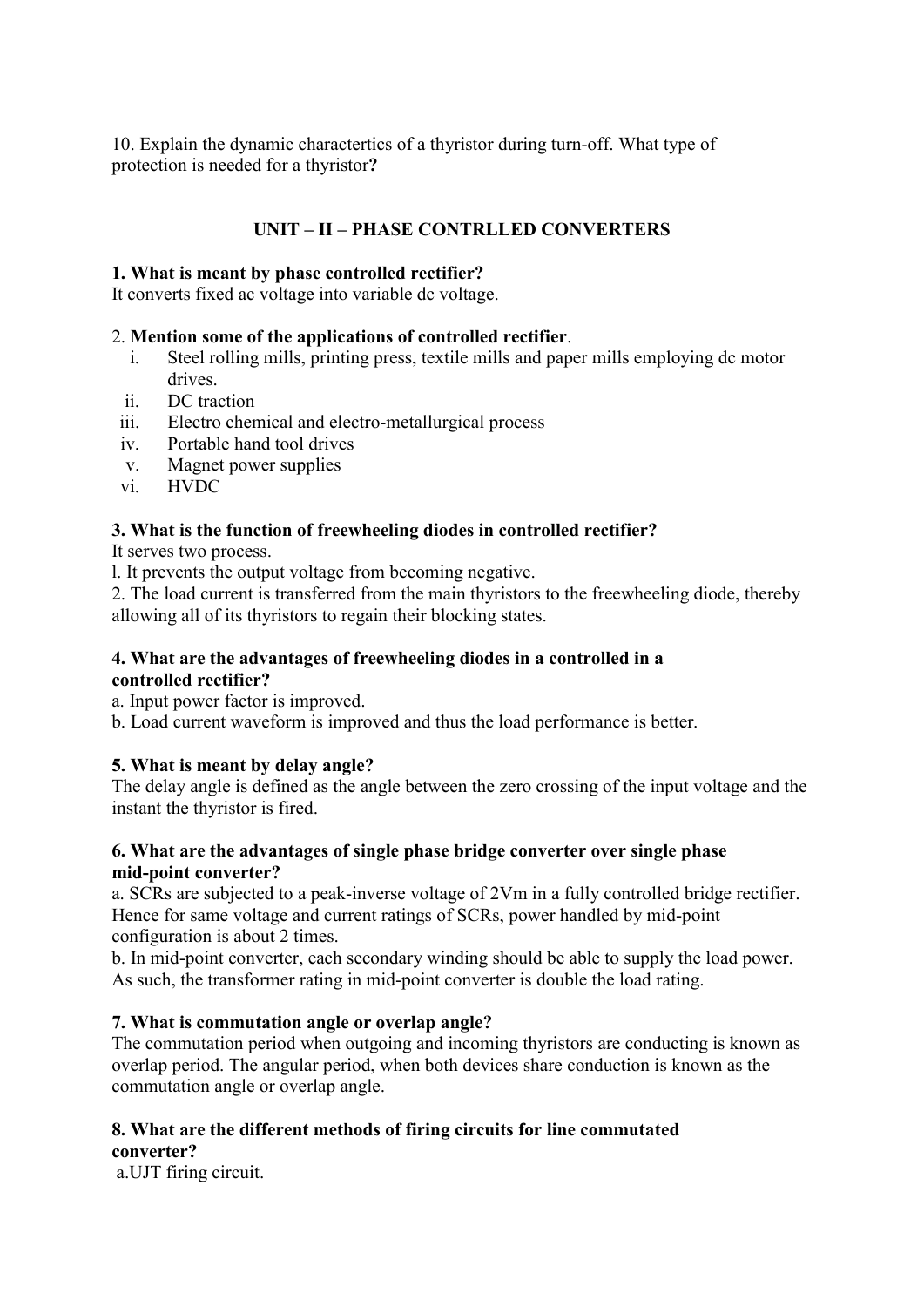10. Explain the dynamic charactertics of a thyristor during turn-off. What type of protection is needed for a thyristor**?**

## UNIT – II – PHASE CONTRLLED CONVERTERS

**1. What is meant by phase controlled rectifier?**
It converts fixed ac voltage into variable dc voltage.

2. **Mention some of the applications of controlled rectifier**.

i. Steel rolling mills, printing press, textile mills and paper mills employing dc motor drives.
ii. DC traction
iii. Electro chemical and electro-metallurgical process
iv. Portable hand tool drives
v. Magnet power supplies
vi. HVDC

**3. What is the function of freewheeling diodes in controlled rectifier?**
It serves two process.
l. It prevents the output voltage from becoming negative.
2. The load current is transferred from the main thyristors to the freewheeling diode, thereby allowing all of its thyristors to regain their blocking states.

**4. What are the advantages of freewheeling diodes in a controlled in a controlled rectifier?**
a. Input power factor is improved.
b. Load current waveform is improved and thus the load performance is better.

**5. What is meant by delay angle?**
The delay angle is defined as the angle between the zero crossing of the input voltage and the instant the thyristor is fired.

**6. What are the advantages of single phase bridge converter over single phase mid-point converter?**
a. SCRs are subjected to a peak-inverse voltage of 2Vm in a fully controlled bridge rectifier. Hence for same voltage and current ratings of SCRs, power handled by mid-point configuration is about 2 times.
b. In mid-point converter, each secondary winding should be able to supply the load power. As such, the transformer rating in mid-point converter is double the load rating.

**7. What is commutation angle or overlap angle?**
The commutation period when outgoing and incoming thyristors are conducting is known as overlap period. The angular period, when both devices share conduction is known as the commutation angle or overlap angle.

**8. What are the different methods of firing circuits for line commutated converter?**
a.UJT firing circuit.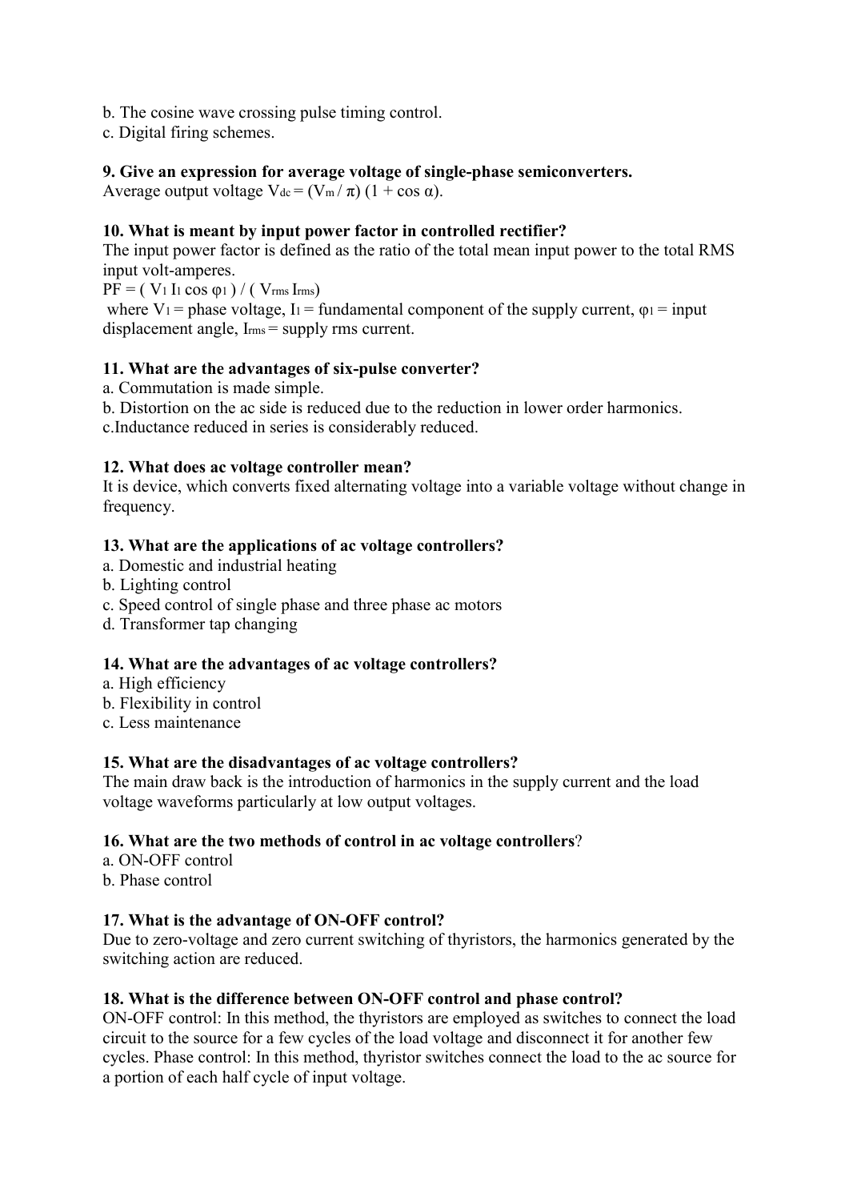b. The cosine wave crossing pulse timing control.
c. Digital firing schemes.

**9. Give an expression for average voltage of single-phase semiconverters.**
Average output voltage $V_{dc} = (V_m / \pi)(1 + \cos \alpha)$.

**10. What is meant by input power factor in controlled rectifier?**
The input power factor is defined as the ratio of the total mean input power to the total RMS input volt-amperes.
$PF = ( V_1 I_1 \cos \varphi_1 ) / ( V_{rms} I_{rms})$
where $V_1$ = phase voltage, $I_1$ = fundamental component of the supply current, $\varphi_1$ = input displacement angle, $I_{rms}$ = supply rms current.

**11. What are the advantages of six-pulse converter?**
a. Commutation is made simple.
b. Distortion on the ac side is reduced due to the reduction in lower order harmonics.
c.Inductance reduced in series is considerably reduced.

**12. What does ac voltage controller mean?**
It is device, which converts fixed alternating voltage into a variable voltage without change in frequency.

**13. What are the applications of ac voltage controllers?**
a. Domestic and industrial heating
b. Lighting control
c. Speed control of single phase and three phase ac motors
d. Transformer tap changing

**14. What are the advantages of ac voltage controllers?**
a. High efficiency
b. Flexibility in control
c. Less maintenance

**15. What are the disadvantages of ac voltage controllers?**
The main draw back is the introduction of harmonics in the supply current and the load voltage waveforms particularly at low output voltages.

**16. What are the two methods of control in ac voltage controllers**?
a. ON-OFF control
b. Phase control

**17. What is the advantage of ON-OFF control?**
Due to zero-voltage and zero current switching of thyristors, the harmonics generated by the switching action are reduced.

**18. What is the difference between ON-OFF control and phase control?**
ON-OFF control: In this method, the thyristors are employed as switches to connect the load circuit to the source for a few cycles of the load voltage and disconnect it for another few cycles. Phase control: In this method, thyristor switches connect the load to the ac source for a portion of each half cycle of input voltage.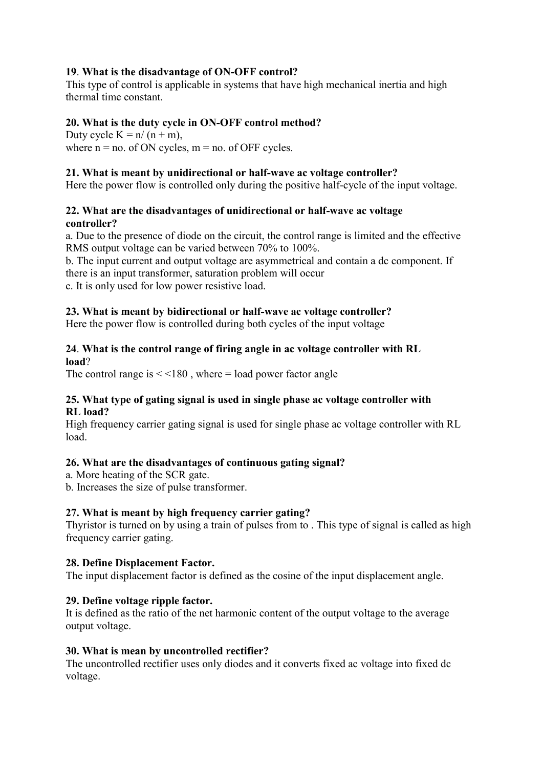**19**. **What is the disadvantage of ON-OFF control?**
This type of control is applicable in systems that have high mechanical inertia and high thermal time constant.

**20. What is the duty cycle in ON-OFF control method?**
Duty cycle $K = n/ (n + m)$,
where n = no. of ON cycles, m = no. of OFF cycles.

**21. What is meant by unidirectional or half-wave ac voltage controller?**
Here the power flow is controlled only during the positive half-cycle of the input voltage.

**22. What are the disadvantages of unidirectional or half-wave ac voltage controller?**
a. Due to the presence of diode on the circuit, the control range is limited and the effective RMS output voltage can be varied between 70% to 100%.
b. The input current and output voltage are asymmetrical and contain a dc component. If there is an input transformer, saturation problem will occur
c. It is only used for low power resistive load.

**23. What is meant by bidirectional or half-wave ac voltage controller?**
Here the power flow is controlled during both cycles of the input voltage

**24**. **What is the control range of firing angle in ac voltage controller with RL load**?
The control range is < <180 , where = load power factor angle

**25. What type of gating signal is used in single phase ac voltage controller with RL load?**
High frequency carrier gating signal is used for single phase ac voltage controller with RL load.

**26. What are the disadvantages of continuous gating signal?**
a. More heating of the SCR gate.
b. Increases the size of pulse transformer.

**27. What is meant by high frequency carrier gating?**
Thyristor is turned on by using a train of pulses from to . This type of signal is called as high frequency carrier gating.

**28. Define Displacement Factor.**
The input displacement factor is defined as the cosine of the input displacement angle.

**29. Define voltage ripple factor.**
It is defined as the ratio of the net harmonic content of the output voltage to the average output voltage.

**30. What is mean by uncontrolled rectifier?**
The uncontrolled rectifier uses only diodes and it converts fixed ac voltage into fixed dc voltage.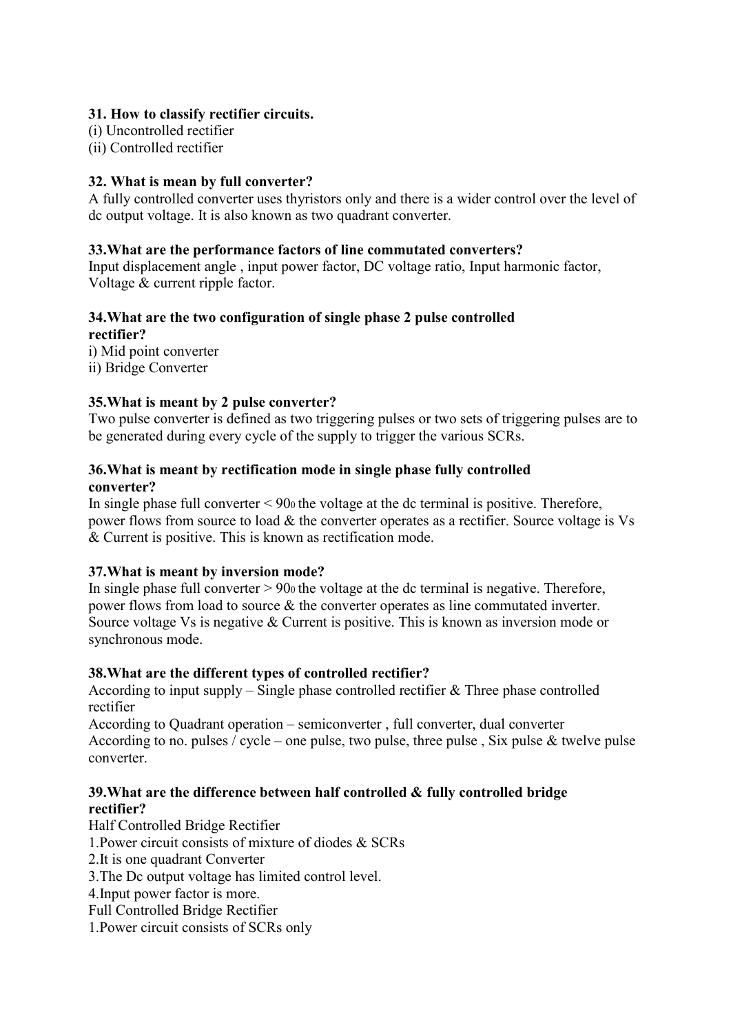**31. How to classify rectifier circuits.**

(i) Uncontrolled rectifier
(ii) Controlled rectifier

**32. What is mean by full converter?**

A fully controlled converter uses thyristors only and there is a wider control over the level of dc output voltage. It is also known as two quadrant converter.

**33.What are the performance factors of line commutated converters?**

Input displacement angle , input power factor, DC voltage ratio, Input harmonic factor, Voltage & current ripple factor.

**34.What are the two configuration of single phase 2 pulse controlled rectifier?**

i) Mid point converter
ii) Bridge Converter

**35.What is meant by 2 pulse converter?**

Two pulse converter is defined as two triggering pulses or two sets of triggering pulses are to be generated during every cycle of the supply to trigger the various SCRs.

**36.What is meant by rectification mode in single phase fully controlled converter?**

In single phase full converter < $90^0$ the voltage at the dc terminal is positive. Therefore, power flows from source to load & the converter operates as a rectifier. Source voltage is Vs & Current is positive. This is known as rectification mode.

**37.What is meant by inversion mode?**

In single phase full converter > $90^0$ the voltage at the dc terminal is negative. Therefore, power flows from load to source & the converter operates as line commutated inverter. Source voltage Vs is negative & Current is positive. This is known as inversion mode or synchronous mode.

**38.What are the different types of controlled rectifier?**

According to input supply – Single phase controlled rectifier & Three phase controlled rectifier
According to Quadrant operation – semiconverter , full converter, dual converter
According to no. pulses / cycle – one pulse, two pulse, three pulse , Six pulse & twelve pulse converter.

**39.What are the difference between half controlled & fully controlled bridge rectifier?**

Half Controlled Bridge Rectifier
1.Power circuit consists of mixture of diodes & SCRs
2.It is one quadrant Converter
3.The Dc output voltage has limited control level.
4.Input power factor is more.
Full Controlled Bridge Rectifier
1.Power circuit consists of SCRs only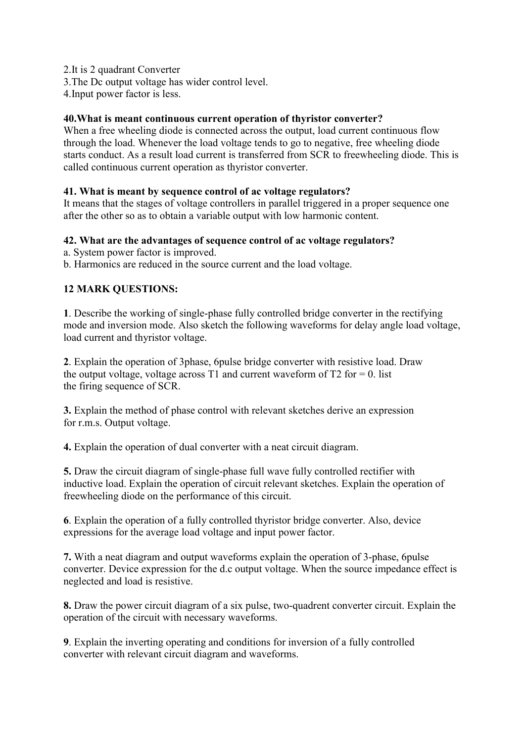2.It is 2 quadrant Converter
3.The Dc output voltage has wider control level.
4.Input power factor is less.

**40.What is meant continuous current operation of thyristor converter?**
When a free wheeling diode is connected across the output, load current continuous flow through the load. Whenever the load voltage tends to go to negative, free wheeling diode starts conduct. As a result load current is transferred from SCR to freewheeling diode. This is called continuous current operation as thyristor converter.

**41. What is meant by sequence control of ac voltage regulators?**
It means that the stages of voltage controllers in parallel triggered in a proper sequence one after the other so as to obtain a variable output with low harmonic content.

**42. What are the advantages of sequence control of ac voltage regulators?**
a. System power factor is improved.
b. Harmonics are reduced in the source current and the load voltage.

**12 MARK QUESTIONS:**

**1**. Describe the working of single-phase fully controlled bridge converter in the rectifying mode and inversion mode. Also sketch the following waveforms for delay angle load voltage, load current and thyristor voltage.

**2**. Explain the operation of 3phase, 6pulse bridge converter with resistive load. Draw the output voltage, voltage across T1 and current waveform of T2 for = 0. list the firing sequence of SCR.

**3.** Explain the method of phase control with relevant sketches derive an expression for r.m.s. Output voltage.

**4.** Explain the operation of dual converter with a neat circuit diagram.

**5.** Draw the circuit diagram of single-phase full wave fully controlled rectifier with inductive load. Explain the operation of circuit relevant sketches. Explain the operation of freewheeling diode on the performance of this circuit.

**6**. Explain the operation of a fully controlled thyristor bridge converter. Also, device expressions for the average load voltage and input power factor.

**7.** With a neat diagram and output waveforms explain the operation of 3-phase, 6pulse converter. Device expression for the d.c output voltage. When the source impedance effect is neglected and load is resistive.

**8.** Draw the power circuit diagram of a six pulse, two-quadrent converter circuit. Explain the operation of the circuit with necessary waveforms.

**9**. Explain the inverting operating and conditions for inversion of a fully controlled converter with relevant circuit diagram and waveforms.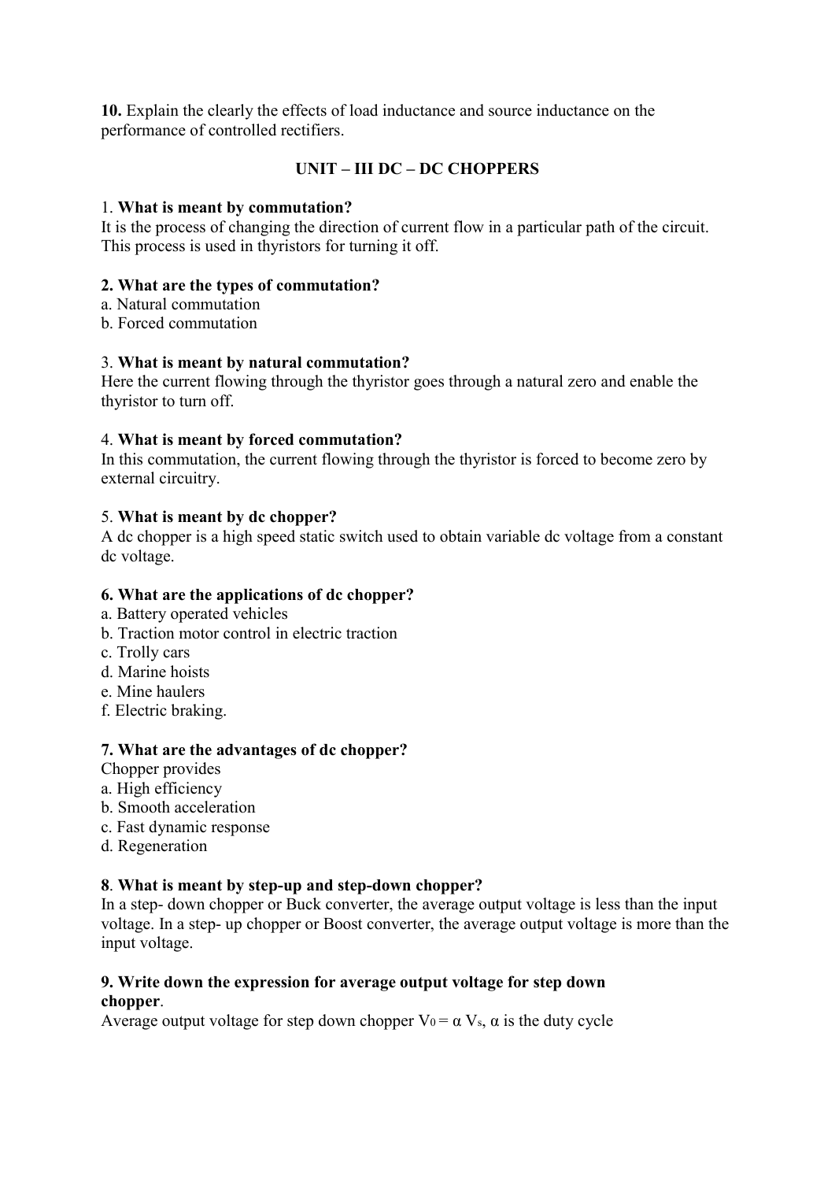**10.** Explain the clearly the effects of load inductance and source inductance on the performance of controlled rectifiers.

## UNIT – III DC – DC CHOPPERS

1. **What is meant by commutation?**
It is the process of changing the direction of current flow in a particular path of the circuit. This process is used in thyristors for turning it off.

**2. What are the types of commutation?**
a. Natural commutation
b. Forced commutation

3. **What is meant by natural commutation?**
Here the current flowing through the thyristor goes through a natural zero and enable the thyristor to turn off.

4. **What is meant by forced commutation?**
In this commutation, the current flowing through the thyristor is forced to become zero by external circuitry.

5. **What is meant by dc chopper?**
A dc chopper is a high speed static switch used to obtain variable dc voltage from a constant dc voltage.

**6. What are the applications of dc chopper?**
a. Battery operated vehicles
b. Traction motor control in electric traction
c. Trolly cars
d. Marine hoists
e. Mine haulers
f. Electric braking.

**7. What are the advantages of dc chopper?**
Chopper provides
a. High efficiency
b. Smooth acceleration
c. Fast dynamic response
d. Regeneration

**8**. **What is meant by step-up and step-down chopper?**
In a step- down chopper or Buck converter, the average output voltage is less than the input voltage. In a step- up chopper or Boost converter, the average output voltage is more than the input voltage.

**9. Write down the expression for average output voltage for step down chopper**.
Average output voltage for step down chopper $V_0 = \alpha V_s$, $\alpha$ is the duty cycle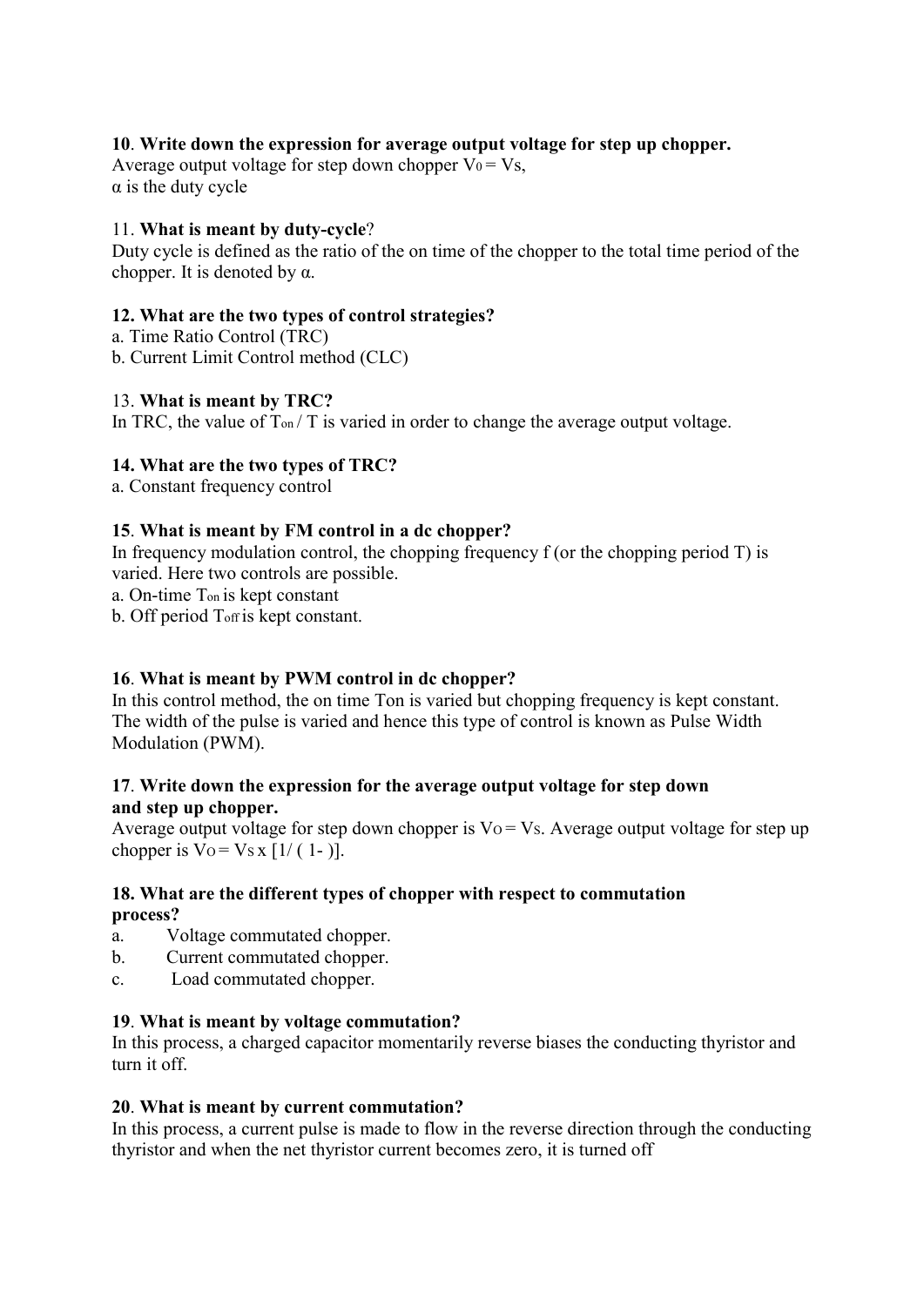**10**. **Write down the expression for average output voltage for step up chopper.**

Average output voltage for step down chopper $V_0 = Vs$,
α is the duty cycle

11. **What is meant by duty-cycle**?

Duty cycle is defined as the ratio of the on time of the chopper to the total time period of the chopper. It is denoted by α.

**12. What are the two types of control strategies?**

a. Time Ratio Control (TRC)
b. Current Limit Control method (CLC)

13. **What is meant by TRC?**

In TRC, the value of $T_{on} / T$ is varied in order to change the average output voltage.

**14. What are the two types of TRC?**

a. Constant frequency control

**15**. **What is meant by FM control in a dc chopper?**

In frequency modulation control, the chopping frequency f (or the chopping period T) is varied. Here two controls are possible.

a. On-time $T_{on}$ is kept constant
b. Off period $T_{off}$ is kept constant.

**16**. **What is meant by PWM control in dc chopper?**

In this control method, the on time Ton is varied but chopping frequency is kept constant. The width of the pulse is varied and hence this type of control is known as Pulse Width Modulation (PWM).

**17**. **Write down the expression for the average output voltage for step down and step up chopper.**

Average output voltage for step down chopper is $V_O = V_S$. Average output voltage for step up chopper is $V_O = V_S$ x [1/ ( 1- )].

**18. What are the different types of chopper with respect to commutation process?**

a. Voltage commutated chopper.
b. Current commutated chopper.
c. Load commutated chopper.

**19**. **What is meant by voltage commutation?**

In this process, a charged capacitor momentarily reverse biases the conducting thyristor and turn it off.

**20**. **What is meant by current commutation?**

In this process, a current pulse is made to flow in the reverse direction through the conducting thyristor and when the net thyristor current becomes zero, it is turned off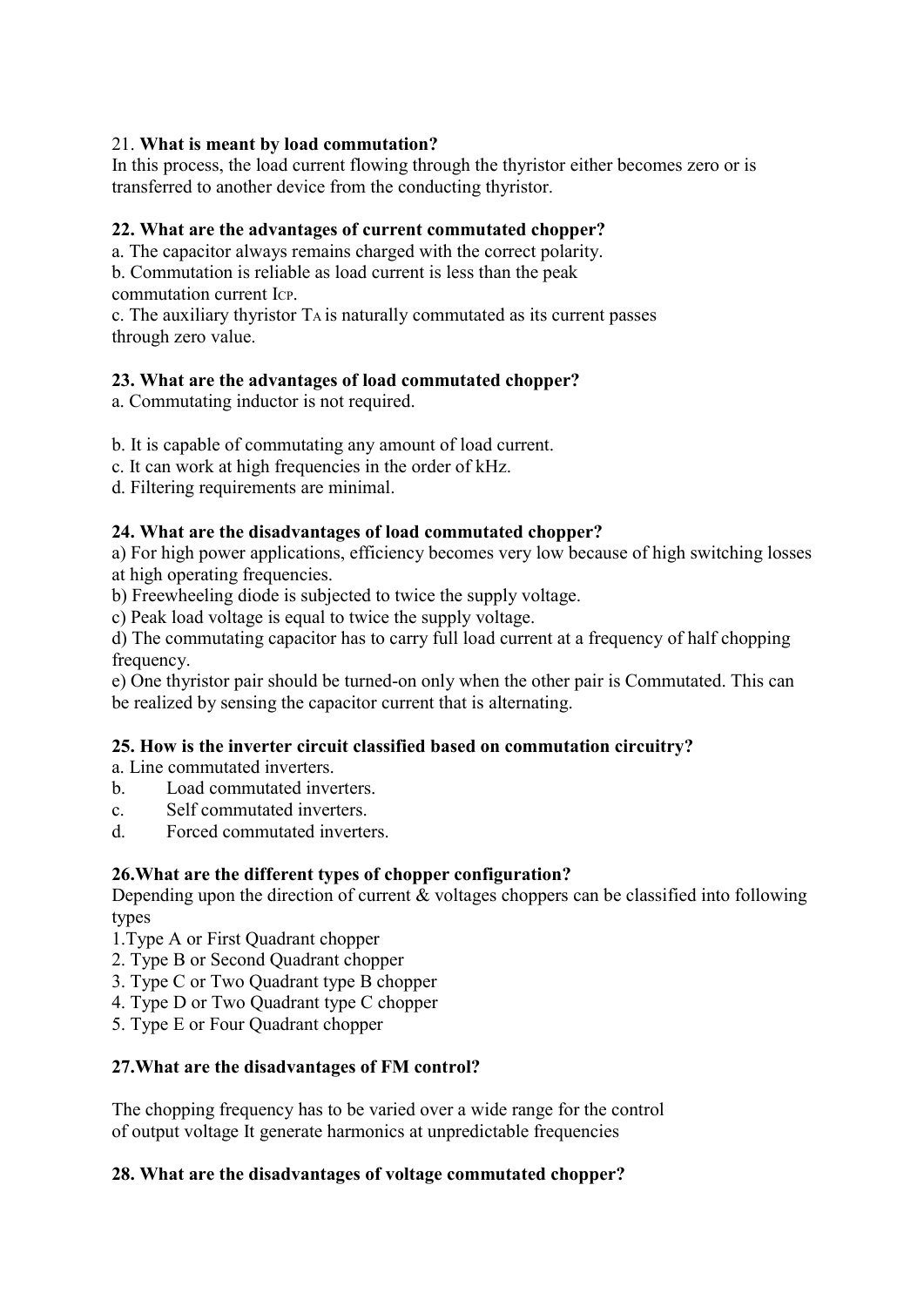21. **What is meant by load commutation?**
In this process, the load current flowing through the thyristor either becomes zero or is transferred to another device from the conducting thyristor.

**22. What are the advantages of current commutated chopper?**

a. The capacitor always remains charged with the correct polarity.
b. Commutation is reliable as load current is less than the peak commutation current $I_{CP}$.
c. The auxiliary thyristor $T_A$ is naturally commutated as its current passes through zero value.

**23. What are the advantages of load commutated chopper?**

a. Commutating inductor is not required.

b. It is capable of commutating any amount of load current.
c. It can work at high frequencies in the order of kHz.
d. Filtering requirements are minimal.

**24. What are the disadvantages of load commutated chopper?**

a) For high power applications, efficiency becomes very low because of high switching losses at high operating frequencies.
b) Freewheeling diode is subjected to twice the supply voltage.
c) Peak load voltage is equal to twice the supply voltage.
d) The commutating capacitor has to carry full load current at a frequency of half chopping frequency.
e) One thyristor pair should be turned-on only when the other pair is Commutated. This can be realized by sensing the capacitor current that is alternating.

**25. How is the inverter circuit classified based on commutation circuitry?**

a. Line commutated inverters.
b. Load commutated inverters.
c. Self commutated inverters.
d. Forced commutated inverters.

**26.What are the different types of chopper configuration?**
Depending upon the direction of current & voltages choppers can be classified into following types

1. Type A or First Quadrant chopper
2. Type B or Second Quadrant chopper
3. Type C or Two Quadrant type B chopper
4. Type D or Two Quadrant type C chopper
5. Type E or Four Quadrant chopper

**27.What are the disadvantages of FM control?**

The chopping frequency has to be varied over a wide range for the control of output voltage It generate harmonics at unpredictable frequencies

**28. What are the disadvantages of voltage commutated chopper?**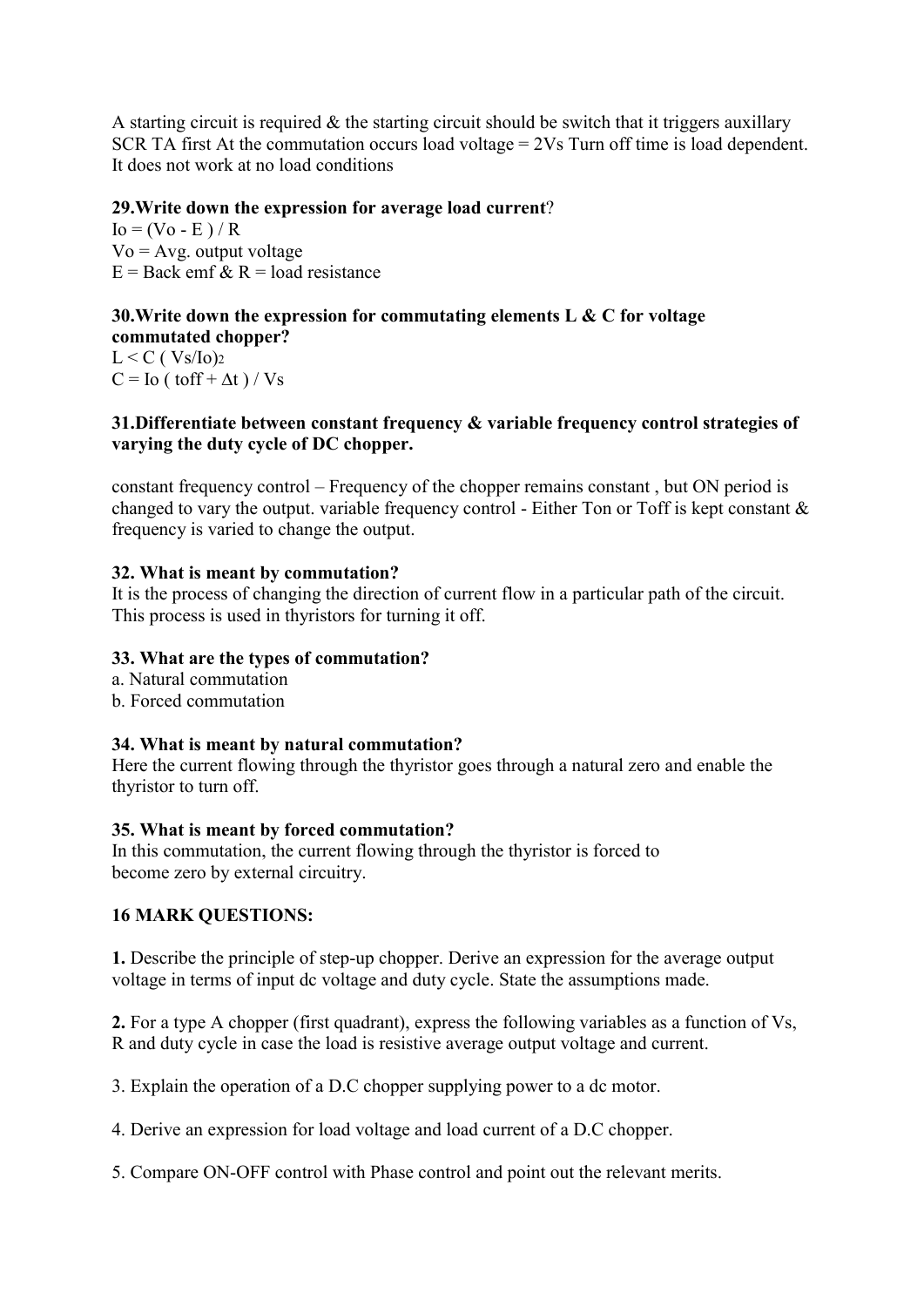A starting circuit is required & the starting circuit should be switch that it triggers auxillary SCR TA first At the commutation occurs load voltage = 2Vs Turn off time is load dependent. It does not work at no load conditions

**29.Write down the expression for average load current**?

$Io = (Vo - E) / R$

Vo = Avg. output voltage

E = Back emf & R = load resistance

**30.Write down the expression for commutating elements L & C for voltage commutated chopper?**

$L < C\ (Vs/Io)^2$

$C = Io\ (toff + \Delta t) / Vs$

**31.Differentiate between constant frequency & variable frequency control strategies of varying the duty cycle of DC chopper.**

constant frequency control – Frequency of the chopper remains constant , but ON period is changed to vary the output. variable frequency control - Either Ton or Toff is kept constant & frequency is varied to change the output.

**32. What is meant by commutation?**

It is the process of changing the direction of current flow in a particular path of the circuit. This process is used in thyristors for turning it off.

**33. What are the types of commutation?**

a. Natural commutation

b. Forced commutation

**34. What is meant by natural commutation?**

Here the current flowing through the thyristor goes through a natural zero and enable the thyristor to turn off.

**35. What is meant by forced commutation?**

In this commutation, the current flowing through the thyristor is forced to become zero by external circuitry.

**16 MARK QUESTIONS:**

**1.** Describe the principle of step-up chopper. Derive an expression for the average output voltage in terms of input dc voltage and duty cycle. State the assumptions made.

**2.** For a type A chopper (first quadrant), express the following variables as a function of Vs, R and duty cycle in case the load is resistive average output voltage and current.

3. Explain the operation of a D.C chopper supplying power to a dc motor.

4. Derive an expression for load voltage and load current of a D.C chopper.

5. Compare ON-OFF control with Phase control and point out the relevant merits.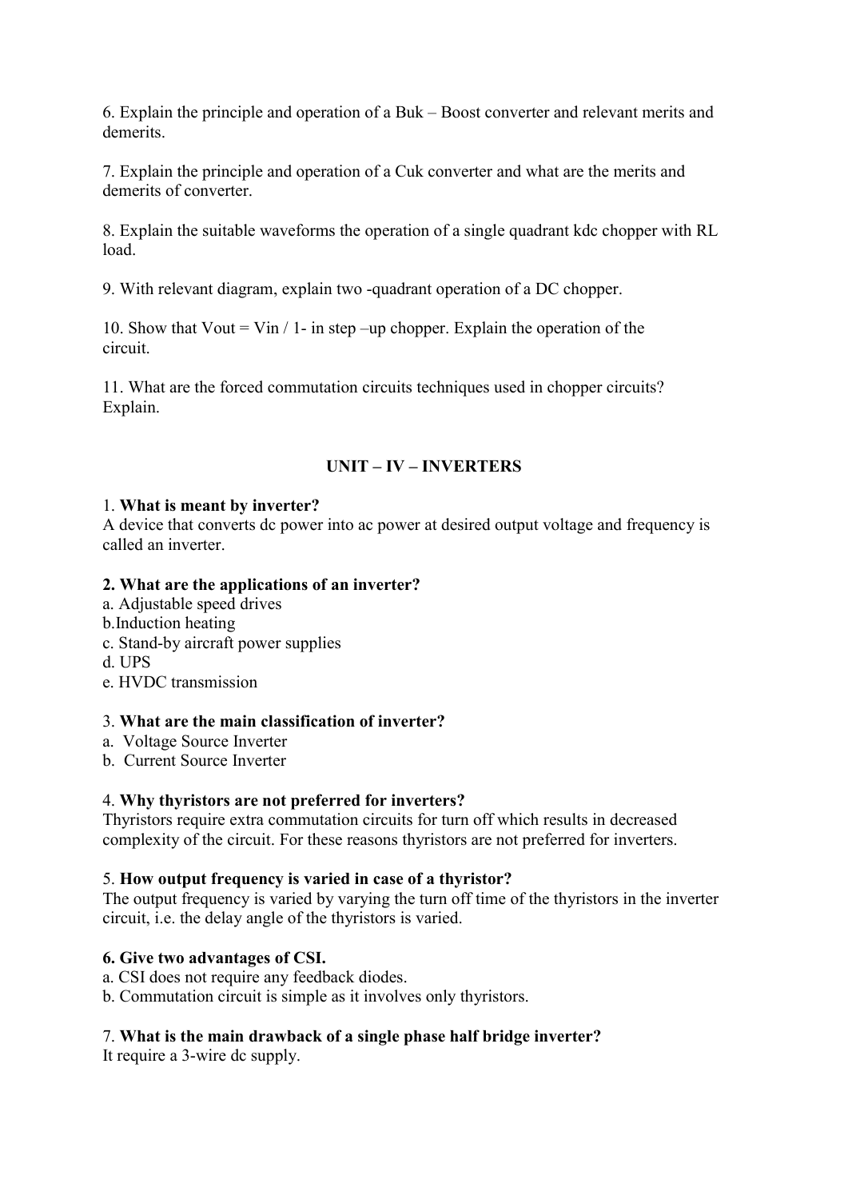6. Explain the principle and operation of a Buk – Boost converter and relevant merits and demerits.

7. Explain the principle and operation of a Cuk converter and what are the merits and demerits of converter.

8. Explain the suitable waveforms the operation of a single quadrant kdc chopper with RL load.

9. With relevant diagram, explain two -quadrant operation of a DC chopper.

10. Show that Vout = Vin / 1- in step –up chopper. Explain the operation of the circuit.

11. What are the forced commutation circuits techniques used in chopper circuits? Explain.

## UNIT – IV – INVERTERS

1. **What is meant by inverter?**
A device that converts dc power into ac power at desired output voltage and frequency is called an inverter.

**2. What are the applications of an inverter?**
a. Adjustable speed drives
b.Induction heating
c. Stand-by aircraft power supplies
d. UPS
e. HVDC transmission

3. **What are the main classification of inverter?**
a. Voltage Source Inverter
b. Current Source Inverter

4. **Why thyristors are not preferred for inverters?**
Thyristors require extra commutation circuits for turn off which results in decreased complexity of the circuit. For these reasons thyristors are not preferred for inverters.

5. **How output frequency is varied in case of a thyristor?**
The output frequency is varied by varying the turn off time of the thyristors in the inverter circuit, i.e. the delay angle of the thyristors is varied.

**6. Give two advantages of CSI.**
a. CSI does not require any feedback diodes.
b. Commutation circuit is simple as it involves only thyristors.

7. **What is the main drawback of a single phase half bridge inverter?**
It require a 3-wire dc supply.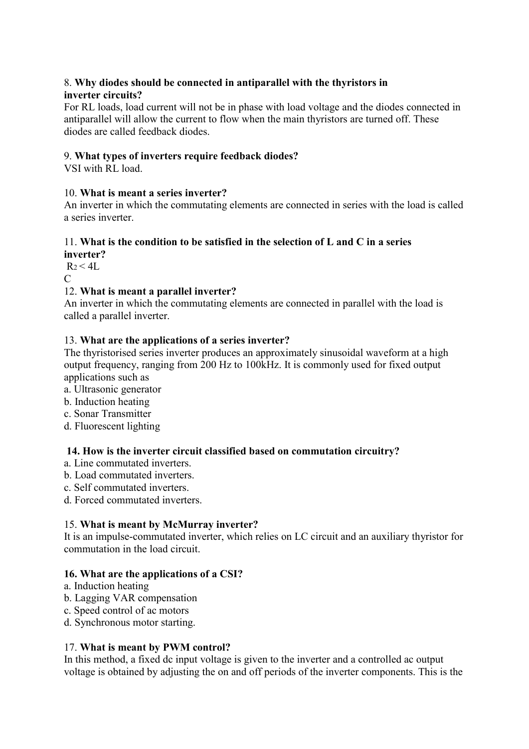8. **Why diodes should be connected in antiparallel with the thyristors in inverter circuits?**

For RL loads, load current will not be in phase with load voltage and the diodes connected in antiparallel will allow the current to flow when the main thyristors are turned off. These diodes are called feedback diodes.

9. **What types of inverters require feedback diodes?**

VSI with RL load.

10. **What is meant a series inverter?**

An inverter in which the commutating elements are connected in series with the load is called a series inverter.

11. **What is the condition to be satisfied in the selection of L and C in a series inverter?**

$$R^2 < \frac{4L}{C}$$

12. **What is meant a parallel inverter?**

An inverter in which the commutating elements are connected in parallel with the load is called a parallel inverter.

13. **What are the applications of a series inverter?**

The thyristorised series inverter produces an approximately sinusoidal waveform at a high output frequency, ranging from 200 Hz to 100kHz. It is commonly used for fixed output applications such as

a. Ultrasonic generator
b. Induction heating
c. Sonar Transmitter
d. Fluorescent lighting

**14. How is the inverter circuit classified based on commutation circuitry?**

a. Line commutated inverters.
b. Load commutated inverters.
c. Self commutated inverters.
d. Forced commutated inverters.

15. **What is meant by McMurray inverter?**

It is an impulse-commutated inverter, which relies on LC circuit and an auxiliary thyristor for commutation in the load circuit.

**16. What are the applications of a CSI?**

a. Induction heating
b. Lagging VAR compensation
c. Speed control of ac motors
d. Synchronous motor starting.

17. **What is meant by PWM control?**

In this method, a fixed dc input voltage is given to the inverter and a controlled ac output voltage is obtained by adjusting the on and off periods of the inverter components. This is the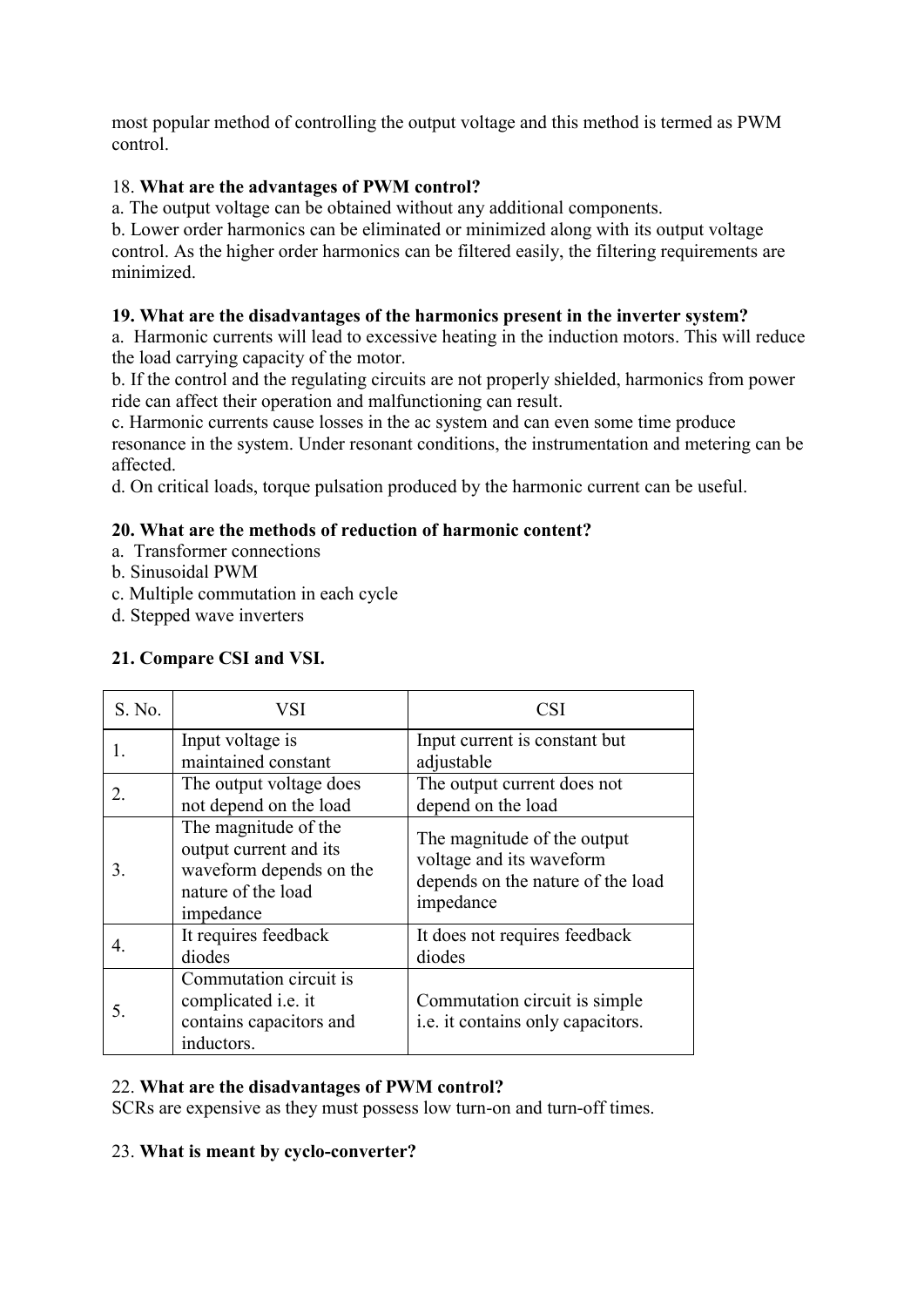most popular method of controlling the output voltage and this method is termed as PWM control.

18. **What are the advantages of PWM control?**

a. The output voltage can be obtained without any additional components.

b. Lower order harmonics can be eliminated or minimized along with its output voltage control. As the higher order harmonics can be filtered easily, the filtering requirements are minimized.

**19. What are the disadvantages of the harmonics present in the inverter system?**

a. Harmonic currents will lead to excessive heating in the induction motors. This will reduce the load carrying capacity of the motor.

b. If the control and the regulating circuits are not properly shielded, harmonics from power ride can affect their operation and malfunctioning can result.

c. Harmonic currents cause losses in the ac system and can even some time produce resonance in the system. Under resonant conditions, the instrumentation and metering can be affected.

d. On critical loads, torque pulsation produced by the harmonic current can be useful.

**20. What are the methods of reduction of harmonic content?**

a. Transformer connections

b. Sinusoidal PWM

c. Multiple commutation in each cycle

d. Stepped wave inverters

**21. Compare CSI and VSI.**

| S. No. | VSI | CSI |
|---|---|---|
| 1. | Input voltage is maintained constant | Input current is constant but adjustable |
| 2. | The output voltage does not depend on the load | The output current does not depend on the load |
| 3. | The magnitude of the output current and its waveform depends on the nature of the load impedance | The magnitude of the output voltage and its waveform depends on the nature of the load impedance |
| 4. | It requires feedback diodes | It does not requires feedback diodes |
| 5. | Commutation circuit is complicated i.e. it contains capacitors and inductors. | Commutation circuit is simple i.e. it contains only capacitors. |

22. **What are the disadvantages of PWM control?**

SCRs are expensive as they must possess low turn-on and turn-off times.

23. **What is meant by cyclo-converter?**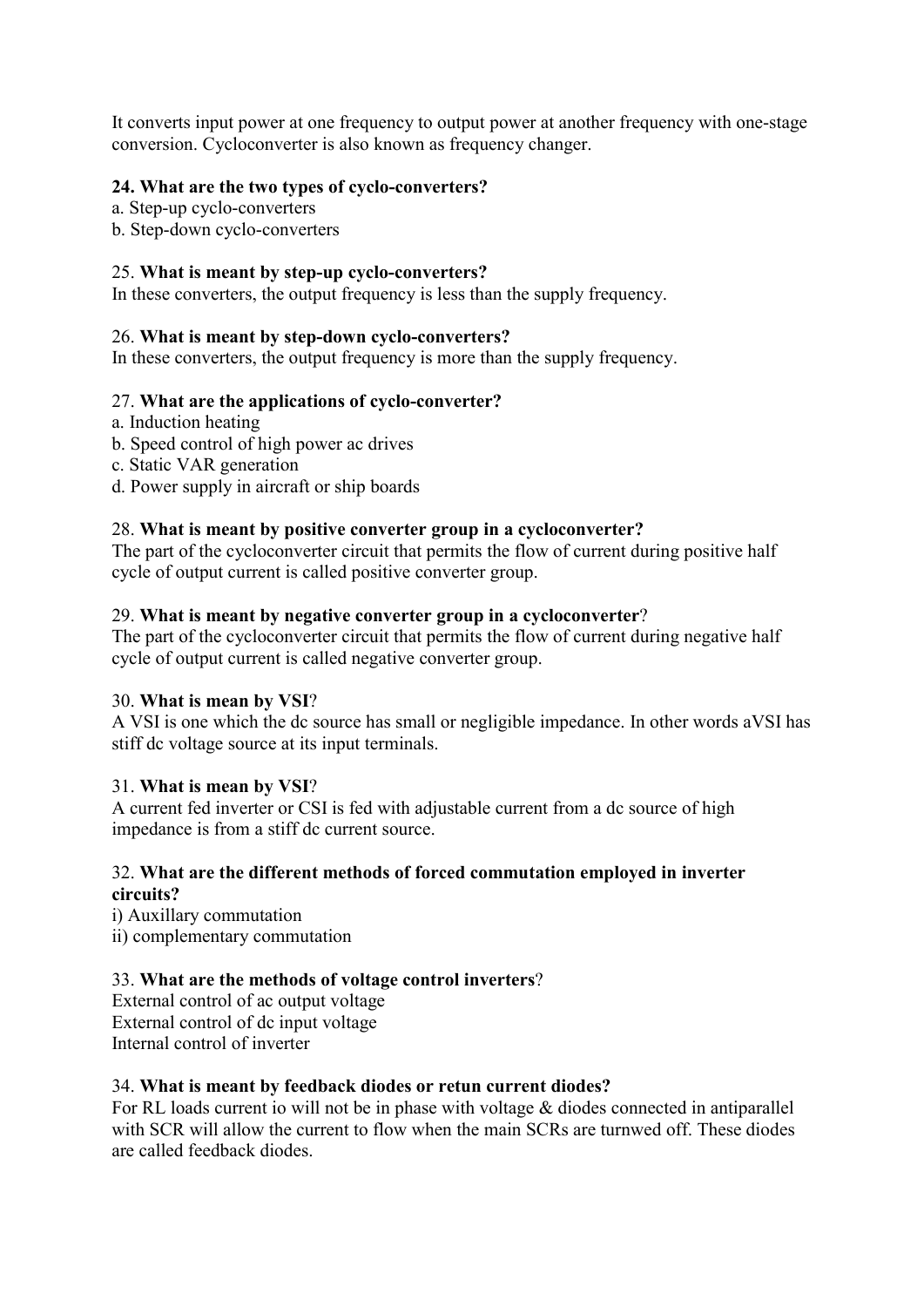It converts input power at one frequency to output power at another frequency with one-stage conversion. Cycloconverter is also known as frequency changer.

**24. What are the two types of cyclo-converters?**

a. Step-up cyclo-converters
b. Step-down cyclo-converters

25. **What is meant by step-up cyclo-converters?**

In these converters, the output frequency is less than the supply frequency.

26. **What is meant by step-down cyclo-converters?**

In these converters, the output frequency is more than the supply frequency.

27. **What are the applications of cyclo-converter?**

a. Induction heating
b. Speed control of high power ac drives
c. Static VAR generation
d. Power supply in aircraft or ship boards

28. **What is meant by positive converter group in a cycloconverter?**

The part of the cycloconverter circuit that permits the flow of current during positive half cycle of output current is called positive converter group.

29. **What is meant by negative converter group in a cycloconverter**?

The part of the cycloconverter circuit that permits the flow of current during negative half cycle of output current is called negative converter group.

30. **What is mean by VSI**?

A VSI is one which the dc source has small or negligible impedance. In other words aVSI has stiff dc voltage source at its input terminals.

31. **What is mean by VSI**?

A current fed inverter or CSI is fed with adjustable current from a dc source of high impedance is from a stiff dc current source.

32. **What are the different methods of forced commutation employed in inverter circuits?**

i) Auxillary commutation
ii) complementary commutation

33. **What are the methods of voltage control inverters**?

External control of ac output voltage
External control of dc input voltage
Internal control of inverter

34. **What is meant by feedback diodes or retun current diodes?**

For RL loads current io will not be in phase with voltage & diodes connected in antiparallel with SCR will allow the current to flow when the main SCRs are turnwed off. These diodes are called feedback diodes.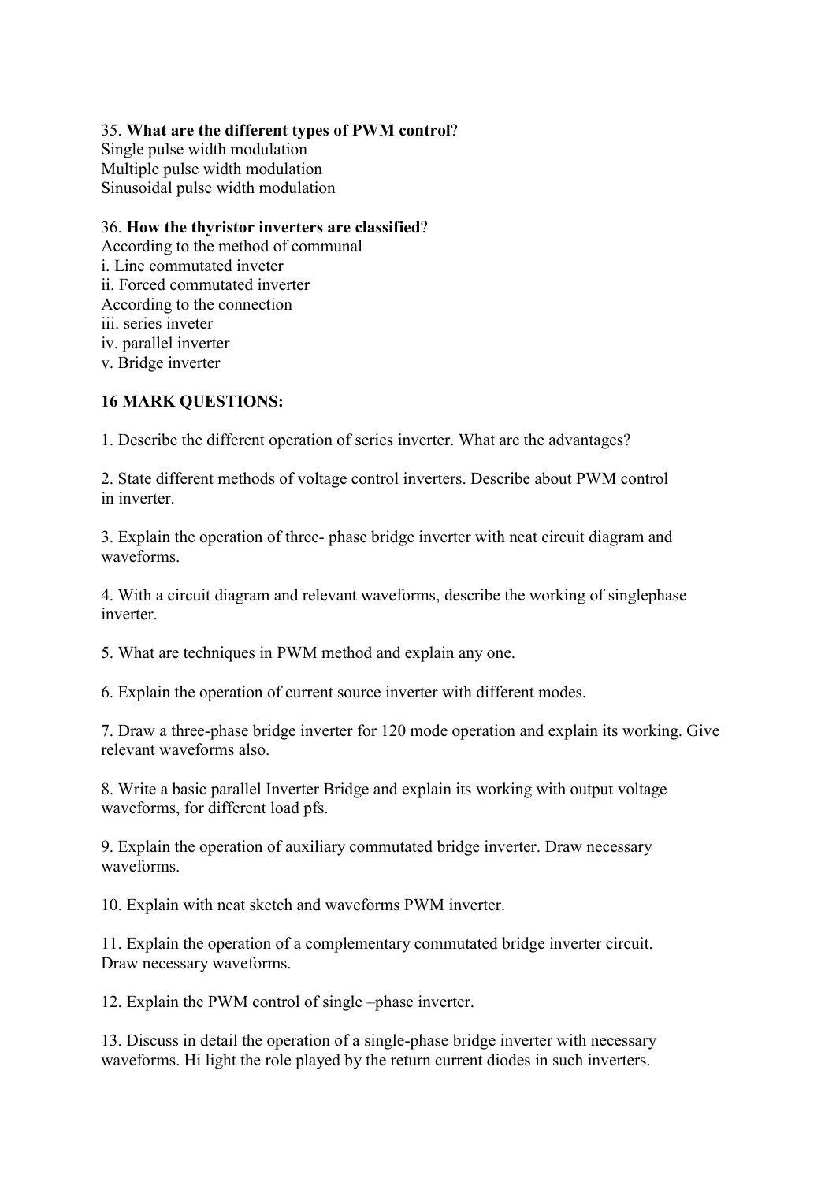35. **What are the different types of PWM control**?
Single pulse width modulation
Multiple pulse width modulation
Sinusoidal pulse width modulation

36. **How the thyristor inverters are classified**?
According to the method of communal
i. Line commutated inveter
ii. Forced commutated inverter
According to the connection
iii. series inveter
iv. parallel inverter
v. Bridge inverter

**16 MARK QUESTIONS:**

1. Describe the different operation of series inverter. What are the advantages?

2. State different methods of voltage control inverters. Describe about PWM control in inverter.

3. Explain the operation of three- phase bridge inverter with neat circuit diagram and waveforms.

4. With a circuit diagram and relevant waveforms, describe the working of singlephase inverter.

5. What are techniques in PWM method and explain any one.

6. Explain the operation of current source inverter with different modes.

7. Draw a three-phase bridge inverter for 120 mode operation and explain its working. Give relevant waveforms also.

8. Write a basic parallel Inverter Bridge and explain its working with output voltage waveforms, for different load pfs.

9. Explain the operation of auxiliary commutated bridge inverter. Draw necessary waveforms.

10. Explain with neat sketch and waveforms PWM inverter.

11. Explain the operation of a complementary commutated bridge inverter circuit. Draw necessary waveforms.

12. Explain the PWM control of single –phase inverter.

13. Discuss in detail the operation of a single-phase bridge inverter with necessary waveforms. Hi light the role played by the return current diodes in such inverters.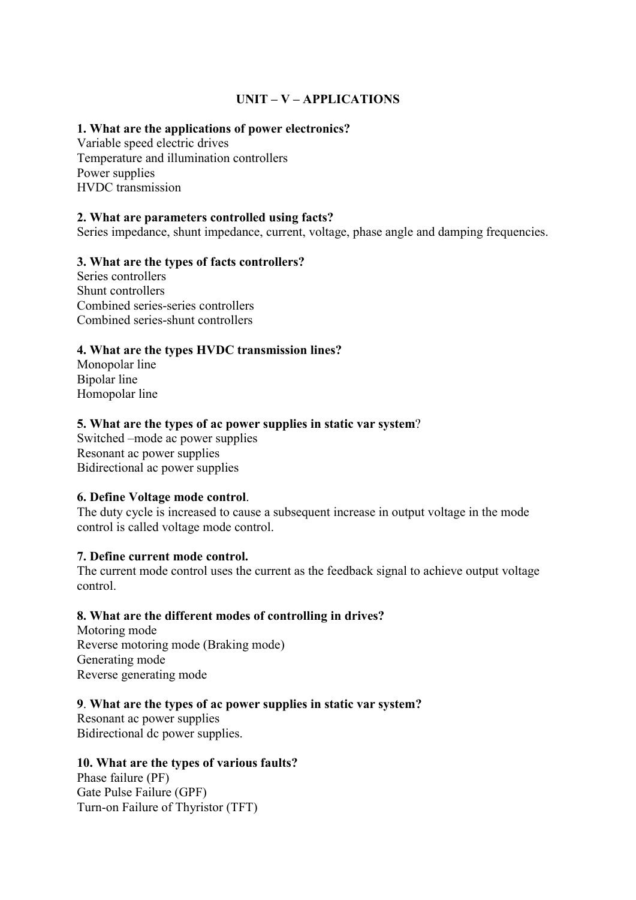## UNIT – V – APPLICATIONS

**1. What are the applications of power electronics?**

Variable speed electric drives
Temperature and illumination controllers
Power supplies
HVDC transmission

**2. What are parameters controlled using facts?**

Series impedance, shunt impedance, current, voltage, phase angle and damping frequencies.

**3. What are the types of facts controllers?**

Series controllers
Shunt controllers
Combined series-series controllers
Combined series-shunt controllers

**4. What are the types HVDC transmission lines?**

Monopolar line
Bipolar line
Homopolar line

**5. What are the types of ac power supplies in static var system**?

Switched –mode ac power supplies
Resonant ac power supplies
Bidirectional ac power supplies

**6. Define Voltage mode control**.

The duty cycle is increased to cause a subsequent increase in output voltage in the mode control is called voltage mode control.

**7. Define current mode control.**

The current mode control uses the current as the feedback signal to achieve output voltage control.

**8. What are the different modes of controlling in drives?**

Motoring mode
Reverse motoring mode (Braking mode)
Generating mode
Reverse generating mode

9. **What are the types of ac power supplies in static var system?**

Resonant ac power supplies
Bidirectional dc power supplies.

**10. What are the types of various faults?**

Phase failure (PF)
Gate Pulse Failure (GPF)
Turn-on Failure of Thyristor (TFT)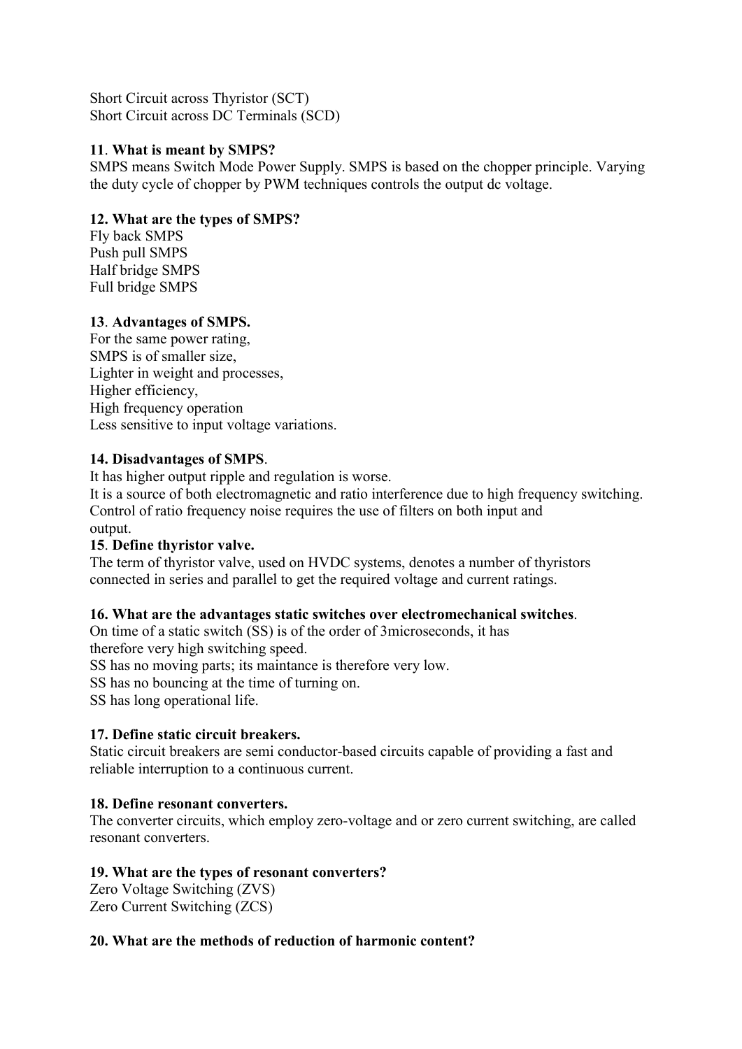Short Circuit across Thyristor (SCT)
Short Circuit across DC Terminals (SCD)

**11. What is meant by SMPS?**
SMPS means Switch Mode Power Supply. SMPS is based on the chopper principle. Varying the duty cycle of chopper by PWM techniques controls the output dc voltage.

**12. What are the types of SMPS?**
Fly back SMPS
Push pull SMPS
Half bridge SMPS
Full bridge SMPS

**13. Advantages of SMPS.**
For the same power rating,
SMPS is of smaller size,
Lighter in weight and processes,
Higher efficiency,
High frequency operation
Less sensitive to input voltage variations.

**14. Disadvantages of SMPS.**
It has higher output ripple and regulation is worse.
It is a source of both electromagnetic and ratio interference due to high frequency switching.
Control of ratio frequency noise requires the use of filters on both input and output.

**15. Define thyristor valve.**
The term of thyristor valve, used on HVDC systems, denotes a number of thyristors connected in series and parallel to get the required voltage and current ratings.

**16. What are the advantages static switches over electromechanical switches.**
On time of a static switch (SS) is of the order of 3microseconds, it has therefore very high switching speed.
SS has no moving parts; its maintance is therefore very low.
SS has no bouncing at the time of turning on.
SS has long operational life.

**17. Define static circuit breakers.**
Static circuit breakers are semi conductor-based circuits capable of providing a fast and reliable interruption to a continuous current.

**18. Define resonant converters.**
The converter circuits, which employ zero-voltage and or zero current switching, are called resonant converters.

**19. What are the types of resonant converters?**
Zero Voltage Switching (ZVS)
Zero Current Switching (ZCS)

**20. What are the methods of reduction of harmonic content?**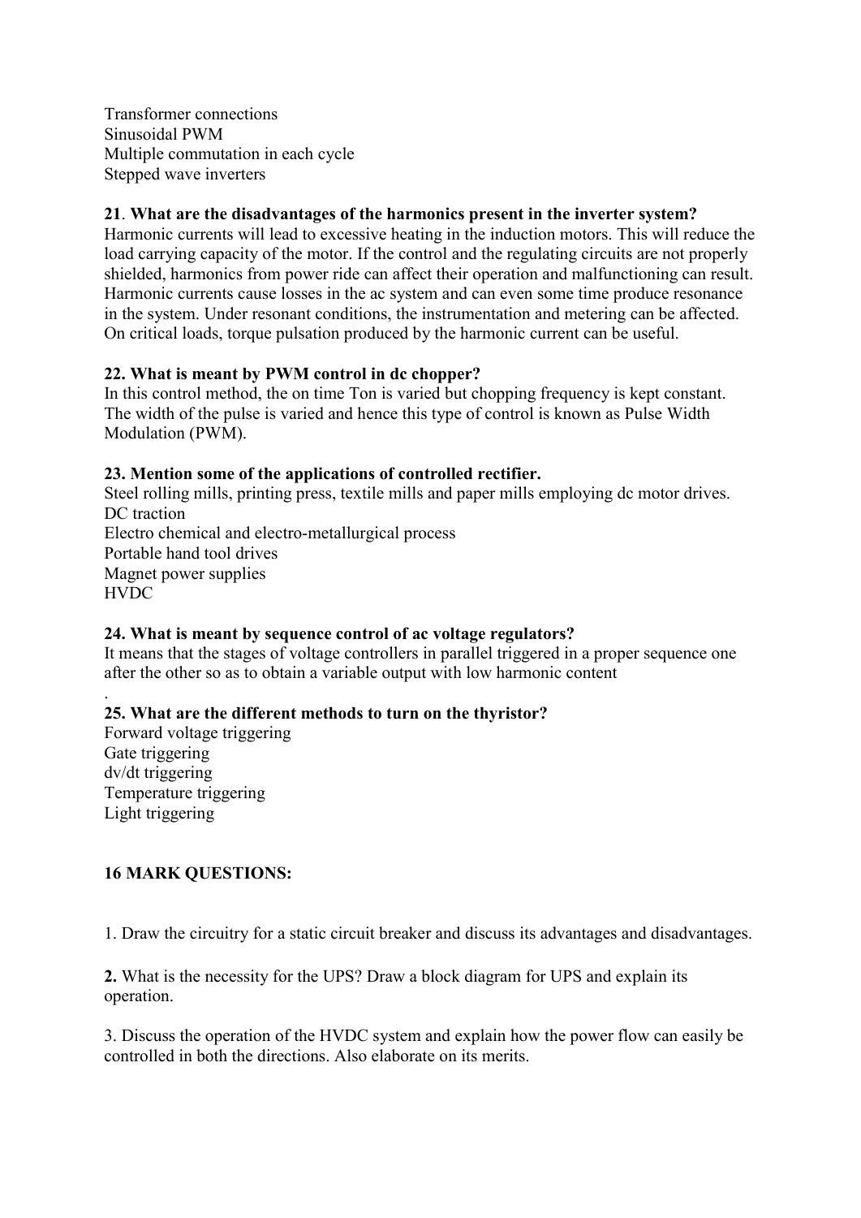Transformer connections
Sinusoidal PWM
Multiple commutation in each cycle
Stepped wave inverters

**21**. **What are the disadvantages of the harmonics present in the inverter system?**
Harmonic currents will lead to excessive heating in the induction motors. This will reduce the load carrying capacity of the motor. If the control and the regulating circuits are not properly shielded, harmonics from power ride can affect their operation and malfunctioning can result. Harmonic currents cause losses in the ac system and can even some time produce resonance in the system. Under resonant conditions, the instrumentation and metering can be affected. On critical loads, torque pulsation produced by the harmonic current can be useful.

**22. What is meant by PWM control in dc chopper?**
In this control method, the on time Ton is varied but chopping frequency is kept constant. The width of the pulse is varied and hence this type of control is known as Pulse Width Modulation (PWM).

**23. Mention some of the applications of controlled rectifier.**
Steel rolling mills, printing press, textile mills and paper mills employing dc motor drives.
DC traction
Electro chemical and electro-metallurgical process
Portable hand tool drives
Magnet power supplies
HVDC

**24. What is meant by sequence control of ac voltage regulators?**
It means that the stages of voltage controllers in parallel triggered in a proper sequence one after the other so as to obtain a variable output with low harmonic content

.
**25. What are the different methods to turn on the thyristor?**
Forward voltage triggering
Gate triggering
dv/dt triggering
Temperature triggering
Light triggering

**16 MARK QUESTIONS:**

1. Draw the circuitry for a static circuit breaker and discuss its advantages and disadvantages.

**2.** What is the necessity for the UPS? Draw a block diagram for UPS and explain its operation.

3. Discuss the operation of the HVDC system and explain how the power flow can easily be controlled in both the directions. Also elaborate on its merits.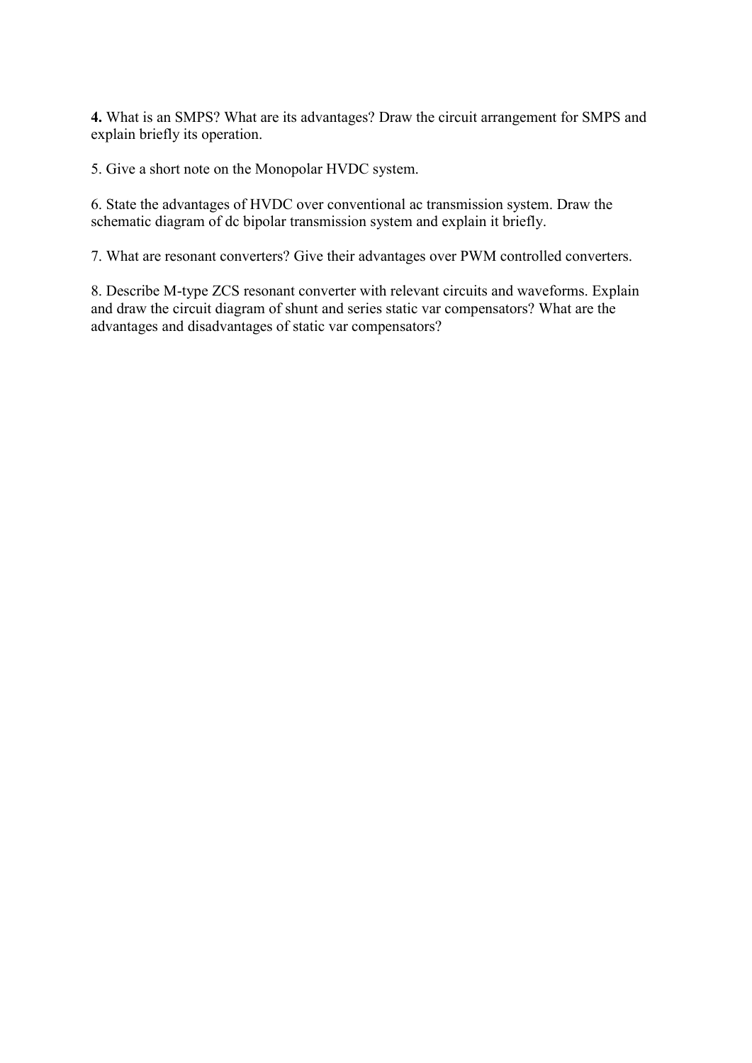**4.** What is an SMPS? What are its advantages? Draw the circuit arrangement for SMPS and explain briefly its operation.

5. Give a short note on the Monopolar HVDC system.

6. State the advantages of HVDC over conventional ac transmission system. Draw the schematic diagram of dc bipolar transmission system and explain it briefly.

7. What are resonant converters? Give their advantages over PWM controlled converters.

8. Describe M-type ZCS resonant converter with relevant circuits and waveforms. Explain and draw the circuit diagram of shunt and series static var compensators? What are the advantages and disadvantages of static var compensators?